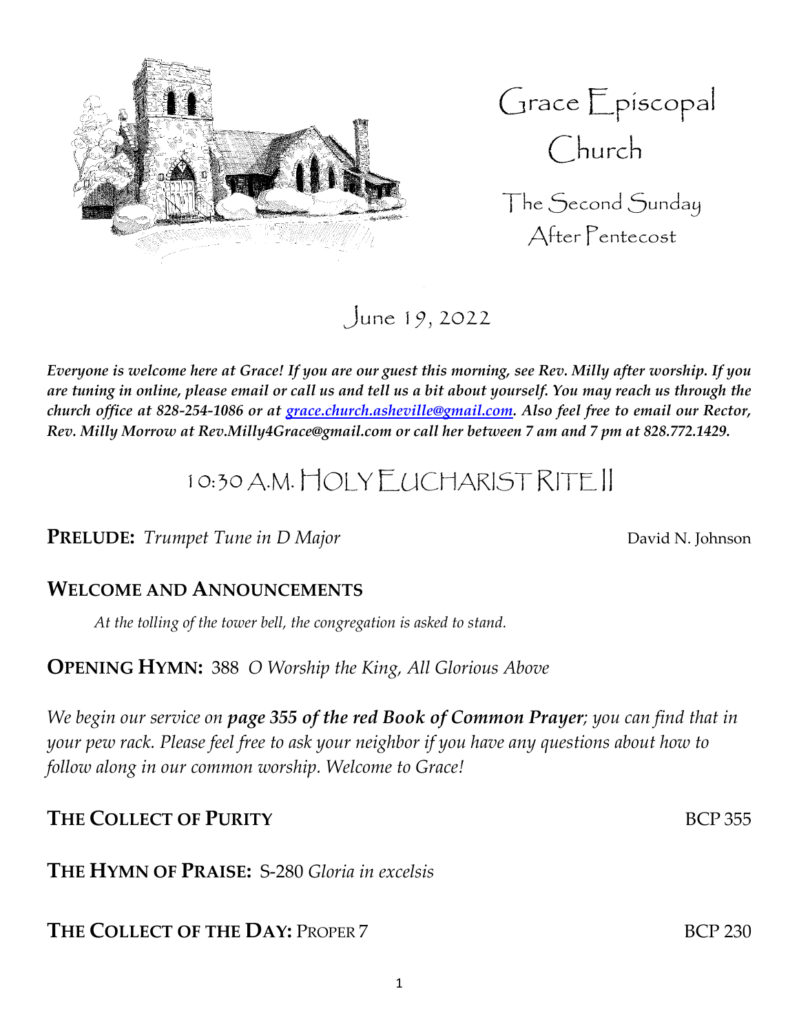# Grace Episcopal Church

## The Second Sunday After Pentecost

June 19, 2022

***Everyone is welcome here at Grace! If you are our guest this morning, see Rev. Milly after worship. If you are tuning in online, please email or call us and tell us a bit about yourself. You may reach us through the church office at 828-254-1086 or at grace.church.asheville@gmail.com. Also feel free to email our Rector, Rev. Milly Morrow at Rev.Milly4Grace@gmail.com or call her between 7 am and 7 pm at 828.772.1429.***

# 10:30 A.M. HOLY EUCHARIST RITE II

**PRELUDE:** *Trumpet Tune in D Major* David N. Johnson

**WELCOME AND ANNOUNCEMENTS**

*At the tolling of the tower bell, the congregation is asked to stand.*

**OPENING HYMN:** 388 *O Worship the King, All Glorious Above*

*We begin our service on* ***page 355 of the red Book of Common Prayer****; you can find that in your pew rack. Please feel free to ask your neighbor if you have any questions about how to follow along in our common worship. Welcome to Grace!*

**THE COLLECT OF PURITY** BCP 355

**THE HYMN OF PRAISE:** S-280 *Gloria in excelsis*

**THE COLLECT OF THE DAY:** PROPER 7 BCP 230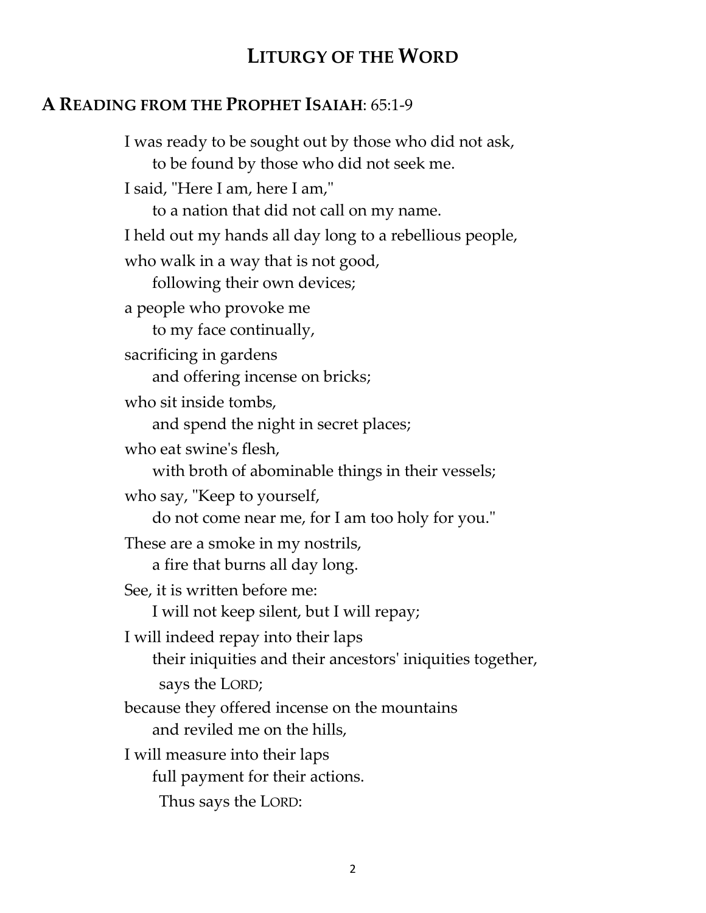# LITURGY OF THE WORD

## A READING FROM THE PROPHET ISAIAH: 65:1-9

I was ready to be sought out by those who did not ask,
to be found by those who did not seek me.
I said, "Here I am, here I am,"
to a nation that did not call on my name.
I held out my hands all day long to a rebellious people,
who walk in a way that is not good,
following their own devices;
a people who provoke me
to my face continually,
sacrificing in gardens
and offering incense on bricks;
who sit inside tombs,
and spend the night in secret places;
who eat swine's flesh,
with broth of abominable things in their vessels;
who say, "Keep to yourself,
do not come near me, for I am too holy for you."
These are a smoke in my nostrils,
a fire that burns all day long.
See, it is written before me:
I will not keep silent, but I will repay;
I will indeed repay into their laps
their iniquities and their ancestors' iniquities together,
says the LORD;
because they offered incense on the mountains
and reviled me on the hills,
I will measure into their laps
full payment for their actions.
Thus says the LORD: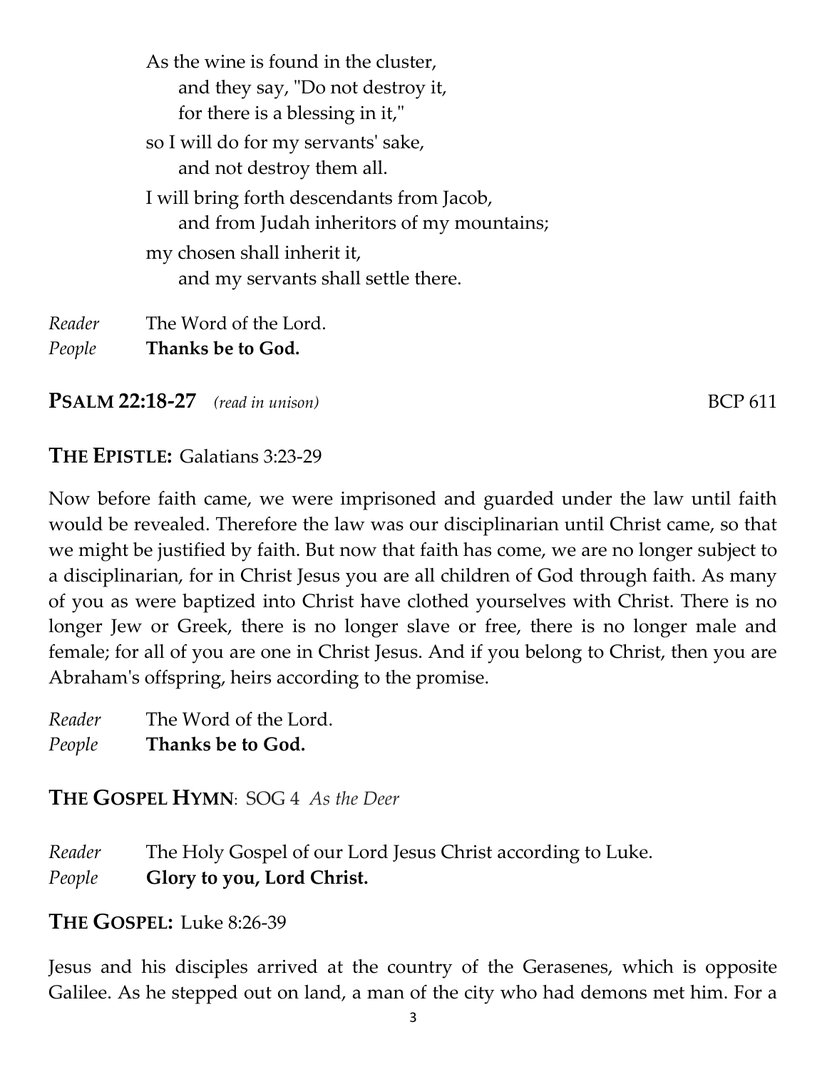As the wine is found in the cluster,
  and they say, "Do not destroy it,
  for there is a blessing in it,"
so I will do for my servants' sake,
  and not destroy them all.
I will bring forth descendants from Jacob,
  and from Judah inheritors of my mountains;
my chosen shall inherit it,
  and my servants shall settle there.

*Reader* The Word of the Lord.
*People* **Thanks be to God.**

**PSALM 22:18-27** *(read in unison)* BCP 611

**THE EPISTLE:** Galatians 3:23-29

Now before faith came, we were imprisoned and guarded under the law until faith would be revealed. Therefore the law was our disciplinarian until Christ came, so that we might be justified by faith. But now that faith has come, we are no longer subject to a disciplinarian, for in Christ Jesus you are all children of God through faith. As many of you as were baptized into Christ have clothed yourselves with Christ. There is no longer Jew or Greek, there is no longer slave or free, there is no longer male and female; for all of you are one in Christ Jesus. And if you belong to Christ, then you are Abraham's offspring, heirs according to the promise.

*Reader* The Word of the Lord.
*People* **Thanks be to God.**

**THE GOSPEL HYMN**: SOG 4 *As the Deer*

*Reader* The Holy Gospel of our Lord Jesus Christ according to Luke.
*People* **Glory to you, Lord Christ.**

**THE GOSPEL:** Luke 8:26-39

Jesus and his disciples arrived at the country of the Gerasenes, which is opposite Galilee. As he stepped out on land, a man of the city who had demons met him. For a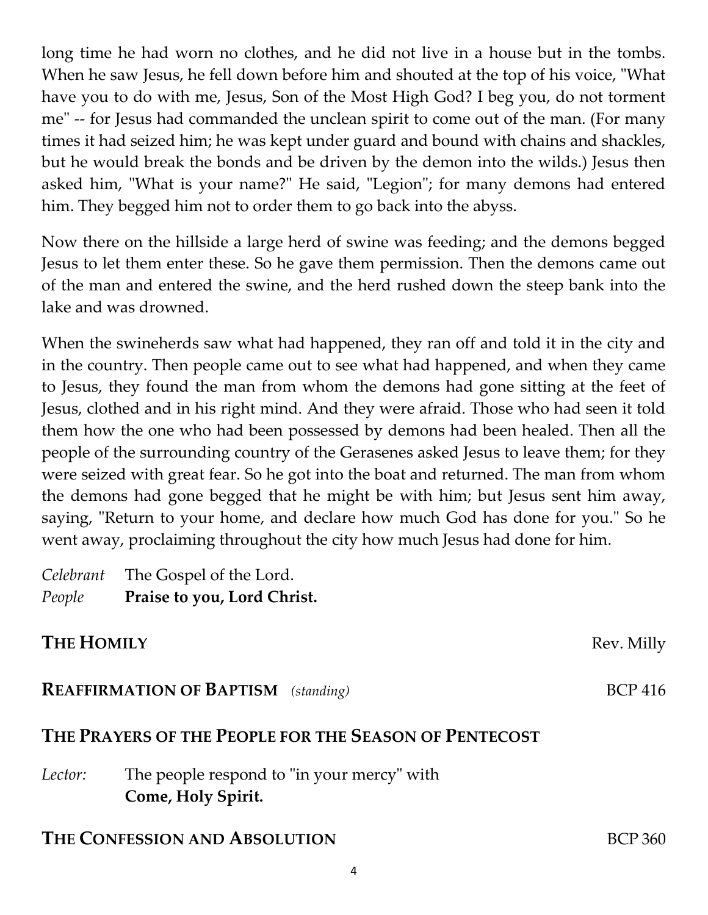long time he had worn no clothes, and he did not live in a house but in the tombs. When he saw Jesus, he fell down before him and shouted at the top of his voice, "What have you to do with me, Jesus, Son of the Most High God? I beg you, do not torment me" -- for Jesus had commanded the unclean spirit to come out of the man. (For many times it had seized him; he was kept under guard and bound with chains and shackles, but he would break the bonds and be driven by the demon into the wilds.) Jesus then asked him, "What is your name?" He said, "Legion"; for many demons had entered him. They begged him not to order them to go back into the abyss.

Now there on the hillside a large herd of swine was feeding; and the demons begged Jesus to let them enter these. So he gave them permission. Then the demons came out of the man and entered the swine, and the herd rushed down the steep bank into the lake and was drowned.

When the swineherds saw what had happened, they ran off and told it in the city and in the country. Then people came out to see what had happened, and when they came to Jesus, they found the man from whom the demons had gone sitting at the feet of Jesus, clothed and in his right mind. And they were afraid. Those who had seen it told them how the one who had been possessed by demons had been healed. Then all the people of the surrounding country of the Gerasenes asked Jesus to leave them; for they were seized with great fear. So he got into the boat and returned. The man from whom the demons had gone begged that he might be with him; but Jesus sent him away, saying, "Return to your home, and declare how much God has done for you." So he went away, proclaiming throughout the city how much Jesus had done for him.

*Celebrant* The Gospel of the Lord.
*People* **Praise to you, Lord Christ.**

## THE HOMILY — Rev. Milly

## REAFFIRMATION OF BAPTISM *(standing)* — BCP 416

## THE PRAYERS OF THE PEOPLE FOR THE SEASON OF PENTECOST

*Lector:* The people respond to "in your mercy" with
**Come, Holy Spirit.**

## THE CONFESSION AND ABSOLUTION — BCP 360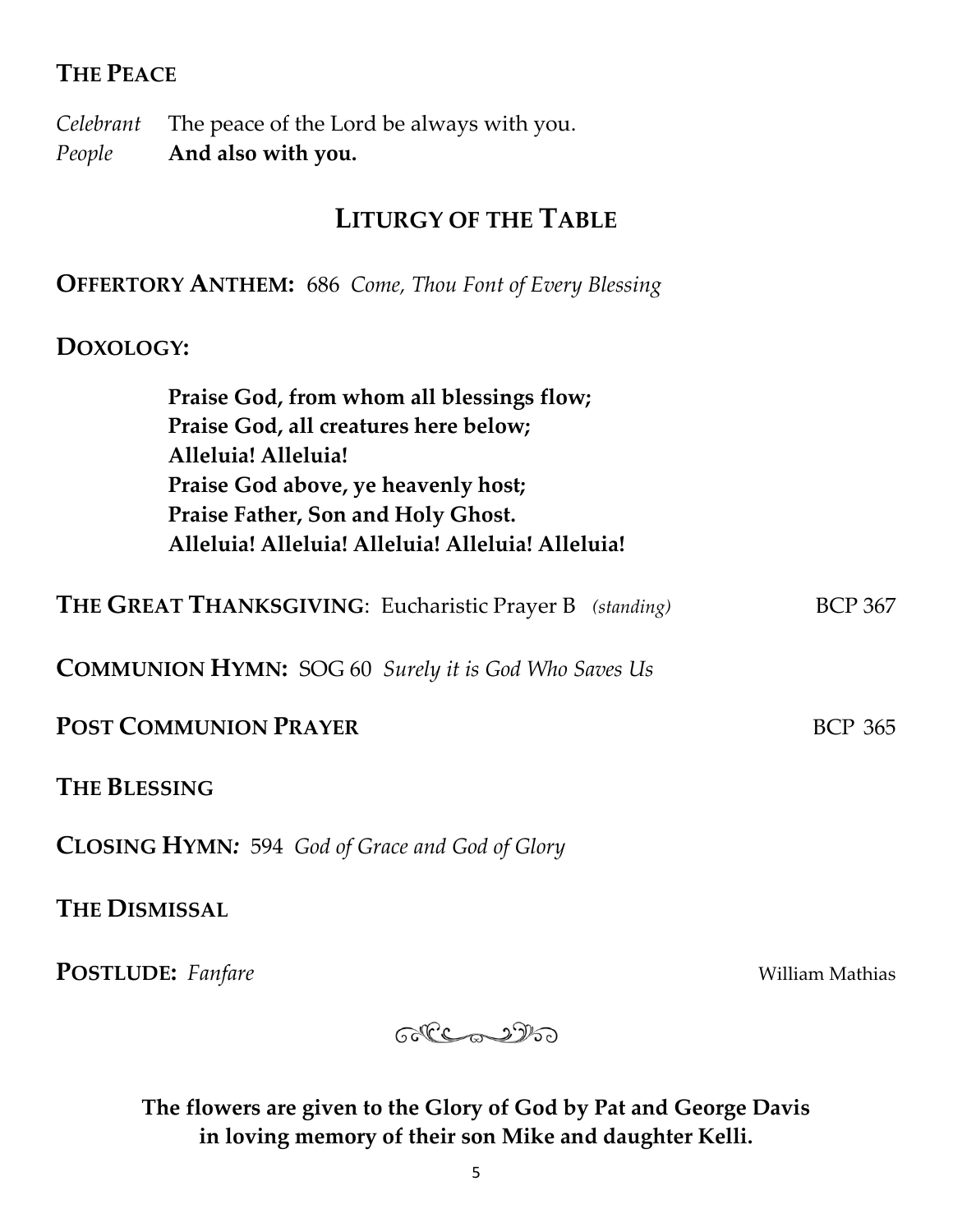## THE PEACE

*Celebrant* The peace of the Lord be always with you.
*People* **And also with you.**

# LITURGY OF THE TABLE

**OFFERTORY ANTHEM:** 686 *Come, Thou Font of Every Blessing*

**DOXOLOGY:**

> **Praise God, from whom all blessings flow;**
> **Praise God, all creatures here below;**
> **Alleluia! Alleluia!**
> **Praise God above, ye heavenly host;**
> **Praise Father, Son and Holy Ghost.**
> **Alleluia! Alleluia! Alleluia! Alleluia! Alleluia!**

**THE GREAT THANKSGIVING**: Eucharistic Prayer B *(standing)* BCP 367

**COMMUNION HYMN:** SOG 60 *Surely it is God Who Saves Us*

**POST COMMUNION PRAYER** BCP 365

**THE BLESSING**

**CLOSING HYMN***:* 594 *God of Grace and God of Glory*

**THE DISMISSAL**

**POSTLUDE:** *Fanfare* William Mathias

**The flowers are given to the Glory of God by Pat and George Davis in loving memory of their son Mike and daughter Kelli.**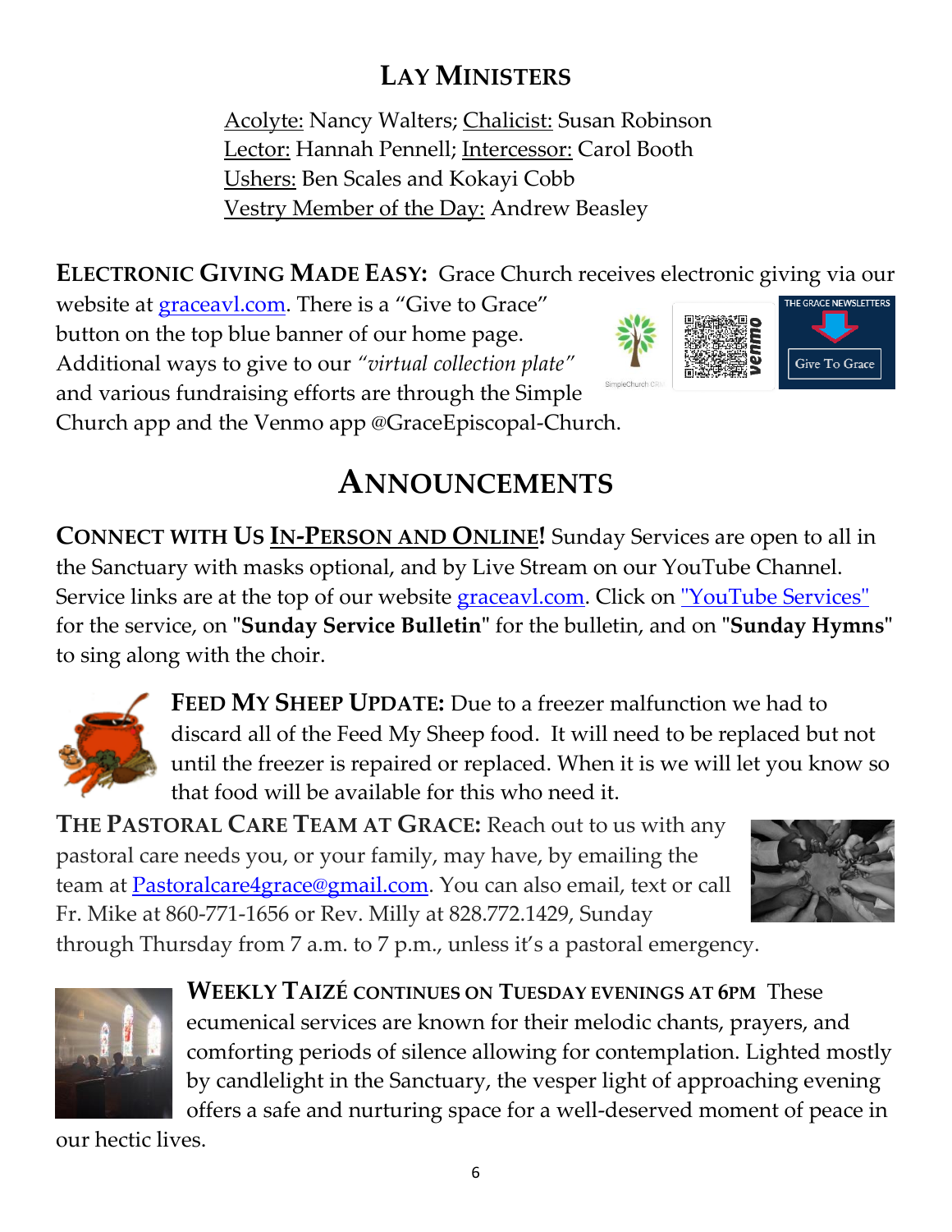## Lay Ministers

Acolyte: Nancy Walters; Chalicist: Susan Robinson
Lector: Hannah Pennell; Intercessor: Carol Booth
Ushers: Ben Scales and Kokayi Cobb
Vestry Member of the Day: Andrew Beasley

**Electronic Giving Made Easy:** Grace Church receives electronic giving via our website at graceavl.com. There is a "Give to Grace" button on the top blue banner of our home page. Additional ways to give to our *"virtual collection plate"* and various fundraising efforts are through the Simple Church app and the Venmo app @GraceEpiscopal-Church.

# Announcements

**Connect with Us In-Person and Online!** Sunday Services are open to all in the Sanctuary with masks optional, and by Live Stream on our YouTube Channel. Service links are at the top of our website graceavl.com. Click on "YouTube Services" for the service, on "**Sunday Service Bulletin**" for the bulletin, and on "**Sunday Hymns**" to sing along with the choir.

**Feed My Sheep Update:** Due to a freezer malfunction we had to discard all of the Feed My Sheep food. It will need to be replaced but not until the freezer is repaired or replaced. When it is we will let you know so that food will be available for this who need it.

**The Pastoral Care Team at Grace:** Reach out to us with any pastoral care needs you, or your family, may have, by emailing the team at Pastoralcare4grace@gmail.com. You can also email, text or call Fr. Mike at 860-771-1656 or Rev. Milly at 828.772.1429, Sunday through Thursday from 7 a.m. to 7 p.m., unless it's a pastoral emergency.

**Weekly Taizé continues on Tuesday evenings at 6pm** These ecumenical services are known for their melodic chants, prayers, and comforting periods of silence allowing for contemplation. Lighted mostly by candlelight in the Sanctuary, the vesper light of approaching evening offers a safe and nurturing space for a well-deserved moment of peace in our hectic lives.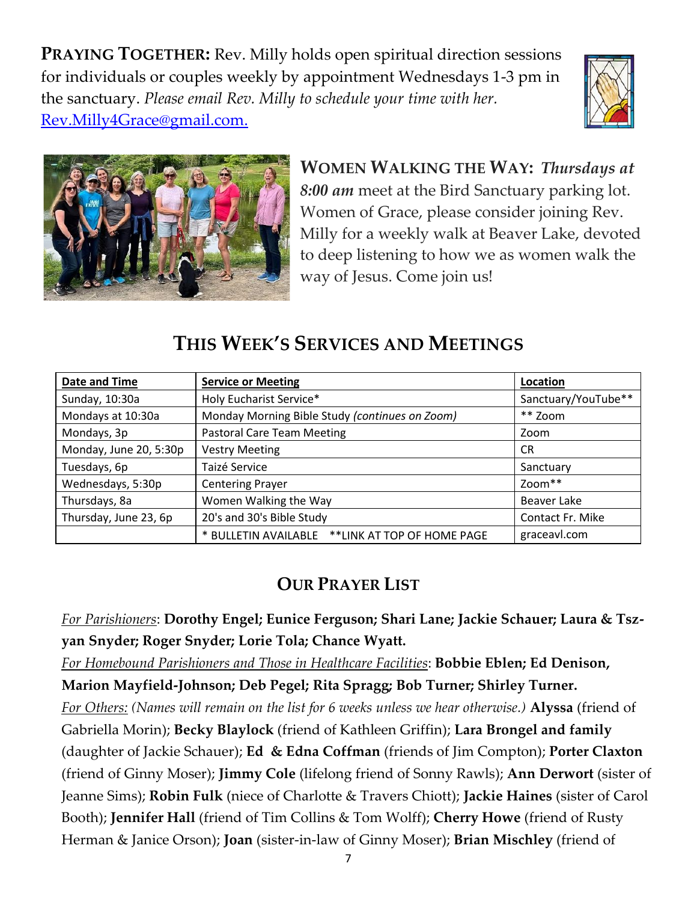**PRAYING TOGETHER:** Rev. Milly holds open spiritual direction sessions for individuals or couples weekly by appointment Wednesdays 1-3 pm in the sanctuary. *Please email Rev. Milly to schedule your time with her.* Rev.Milly4Grace@gmail.com.

**WOMEN WALKING THE WAY:** ***Thursdays at 8:00 am*** meet at the Bird Sanctuary parking lot. Women of Grace, please consider joining Rev. Milly for a weekly walk at Beaver Lake, devoted to deep listening to how we as women walk the way of Jesus. Come join us!

## THIS WEEK'S SERVICES AND MEETINGS

| Date and Time | Service or Meeting | Location |
|---|---|---|
| Sunday, 10:30a | Holy Eucharist Service* | Sanctuary/YouTube** |
| Mondays at 10:30a | Monday Morning Bible Study *(continues on Zoom)* | ** Zoom |
| Mondays, 3p | Pastoral Care Team Meeting | Zoom |
| Monday, June 20, 5:30p | Vestry Meeting | CR |
| Tuesdays, 6p | Taizé Service | Sanctuary |
| Wednesdays, 5:30p | Centering Prayer | Zoom** |
| Thursdays, 8a | Women Walking the Way | Beaver Lake |
| Thursday, June 23, 6p | 20's and 30's Bible Study | Contact Fr. Mike |
| | * BULLETIN AVAILABLE **LINK AT TOP OF HOME PAGE | graceavl.com |

## OUR PRAYER LIST

*For Parishioners*: **Dorothy Engel; Eunice Ferguson; Shari Lane; Jackie Schauer; Laura & Tsz-yan Snyder; Roger Snyder; Lorie Tola; Chance Wyatt.**

*For Homebound Parishioners and Those in Healthcare Facilities*: **Bobbie Eblen; Ed Denison, Marion Mayfield-Johnson; Deb Pegel; Rita Spragg; Bob Turner; Shirley Turner.**

*For Others: (Names will remain on the list for 6 weeks unless we hear otherwise.)* **Alyssa** (friend of Gabriella Morin); **Becky Blaylock** (friend of Kathleen Griffin); **Lara Brongel and family** (daughter of Jackie Schauer); **Ed & Edna Coffman** (friends of Jim Compton); **Porter Claxton** (friend of Ginny Moser); **Jimmy Cole** (lifelong friend of Sonny Rawls); **Ann Derwort** (sister of Jeanne Sims); **Robin Fulk** (niece of Charlotte & Travers Chiott); **Jackie Haines** (sister of Carol Booth); **Jennifer Hall** (friend of Tim Collins & Tom Wolff); **Cherry Howe** (friend of Rusty Herman & Janice Orson); **Joan** (sister-in-law of Ginny Moser); **Brian Mischley** (friend of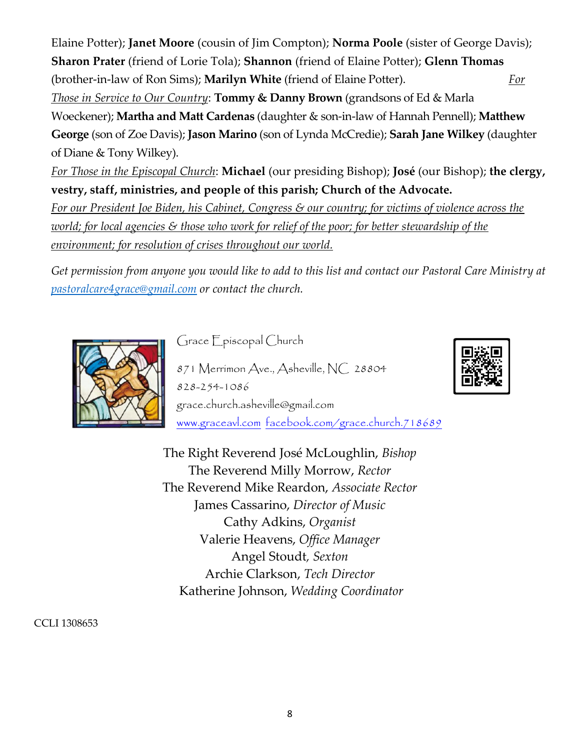Elaine Potter); **Janet Moore** (cousin of Jim Compton); **Norma Poole** (sister of George Davis); **Sharon Prater** (friend of Lorie Tola); **Shannon** (friend of Elaine Potter); **Glenn Thomas** (brother-in-law of Ron Sims); **Marilyn White** (friend of Elaine Potter). *For Those in Service to Our Country*: **Tommy & Danny Brown** (grandsons of Ed & Marla Woeckener); **Martha and Matt Cardenas** (daughter & son-in-law of Hannah Pennell); **Matthew George** (son of Zoe Davis); **Jason Marino** (son of Lynda McCredie); **Sarah Jane Wilkey** (daughter of Diane & Tony Wilkey).

*For Those in the Episcopal Church*: **Michael** (our presiding Bishop); **José** (our Bishop); **the clergy, vestry, staff, ministries, and people of this parish; Church of the Advocate.**

*For our President Joe Biden, his Cabinet, Congress & our country; for victims of violence across the world; for local agencies & those who work for relief of the poor; for better stewardship of the environment; for resolution of crises throughout our world.*

*Get permission from anyone you would like to add to this list and contact our Pastoral Care Ministry at* pastoralcare4grace@gmail.com *or contact the church.*

Grace Episcopal Church

871 Merrimon Ave., Asheville, NC 28804

828-254-1086

grace.church.asheville@gmail.com

www.graceavl.com facebook.com/grace.church.718689

The Right Reverend José McLoughlin, *Bishop*
The Reverend Milly Morrow, *Rector*
The Reverend Mike Reardon, *Associate Rector*
James Cassarino, *Director of Music*
Cathy Adkins, *Organist*
Valerie Heavens, *Office Manager*
Angel Stoudt, *Sexton*
Archie Clarkson, *Tech Director*
Katherine Johnson, *Wedding Coordinator*

CCLI 1308653